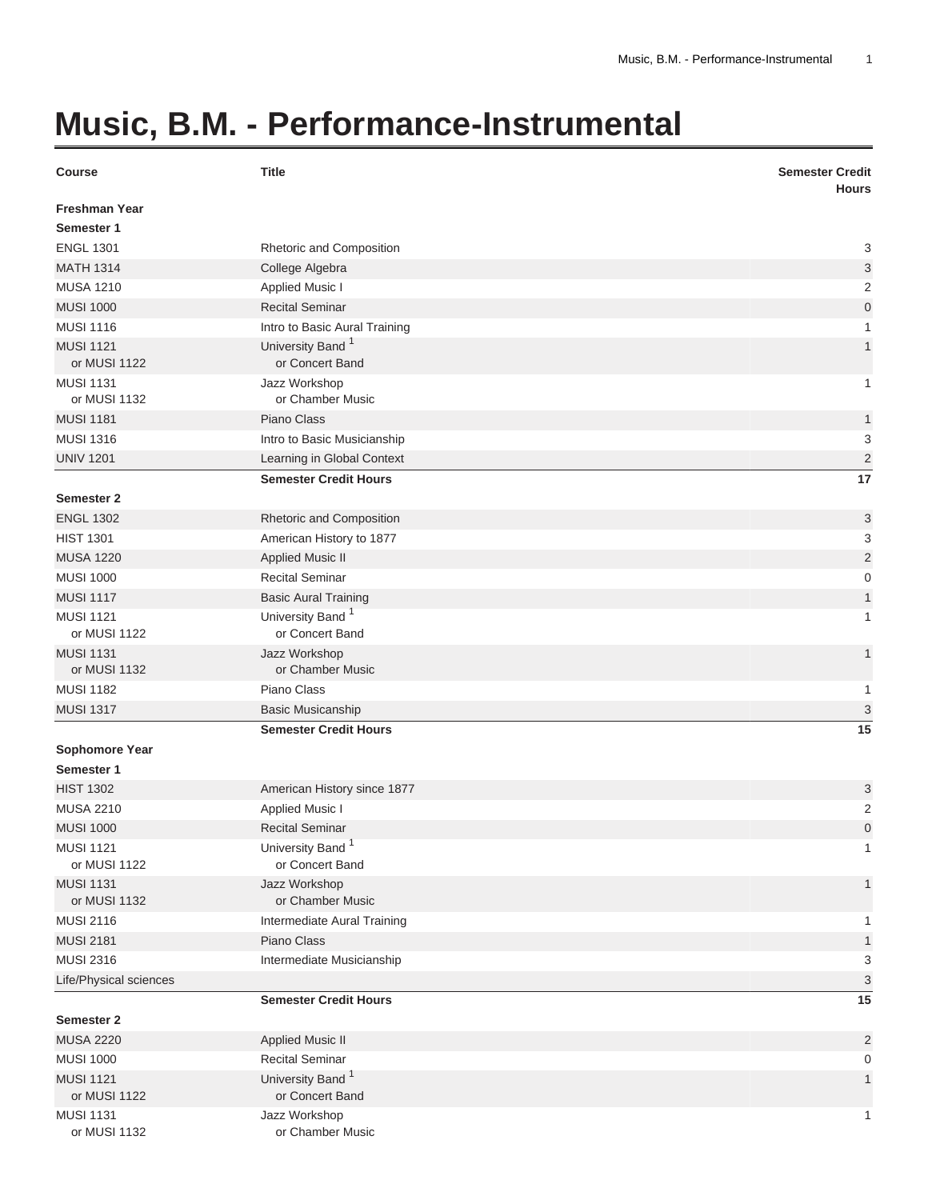# Music, B.M. - Performance-Instrumental

| Course | Title | Semester Credit Hours |
|---|---|---|
| **Freshman Year** | | |
| **Semester 1** | | |
| ENGL 1301 | Rhetoric and Composition | 3 |
| MATH 1314 | College Algebra | 3 |
| MUSA 1210 | Applied Music I | 2 |
| MUSI 1000 | Recital Seminar | 0 |
| MUSI 1116 | Intro to Basic Aural Training | 1 |
| MUSI 1121<br>or MUSI 1122 | University Band [1]<br>or Concert Band | 1 |
| MUSI 1131<br>or MUSI 1132 | Jazz Workshop<br>or Chamber Music | 1 |
| MUSI 1181 | Piano Class | 1 |
| MUSI 1316 | Intro to Basic Musicianship | 3 |
| UNIV 1201 | Learning in Global Context | 2 |
| | **Semester Credit Hours** | **17** |
| **Semester 2** | | |
| ENGL 1302 | Rhetoric and Composition | 3 |
| HIST 1301 | American History to 1877 | 3 |
| MUSA 1220 | Applied Music II | 2 |
| MUSI 1000 | Recital Seminar | 0 |
| MUSI 1117 | Basic Aural Training | 1 |
| MUSI 1121<br>or MUSI 1122 | University Band [1]<br>or Concert Band | 1 |
| MUSI 1131<br>or MUSI 1132 | Jazz Workshop<br>or Chamber Music | 1 |
| MUSI 1182 | Piano Class | 1 |
| MUSI 1317 | Basic Musicanship | 3 |
| | **Semester Credit Hours** | **15** |
| **Sophomore Year** | | |
| **Semester 1** | | |
| HIST 1302 | American History since 1877 | 3 |
| MUSA 2210 | Applied Music I | 2 |
| MUSI 1000 | Recital Seminar | 0 |
| MUSI 1121<br>or MUSI 1122 | University Band [1]<br>or Concert Band | 1 |
| MUSI 1131<br>or MUSI 1132 | Jazz Workshop<br>or Chamber Music | 1 |
| MUSI 2116 | Intermediate Aural Training | 1 |
| MUSI 2181 | Piano Class | 1 |
| MUSI 2316 | Intermediate Musicianship | 3 |
| Life/Physical sciences | | 3 |
| | **Semester Credit Hours** | **15** |
| **Semester 2** | | |
| MUSA 2220 | Applied Music II | 2 |
| MUSI 1000 | Recital Seminar | 0 |
| MUSI 1121<br>or MUSI 1122 | University Band [1]<br>or Concert Band | 1 |
| MUSI 1131<br>or MUSI 1132 | Jazz Workshop<br>or Chamber Music | 1 |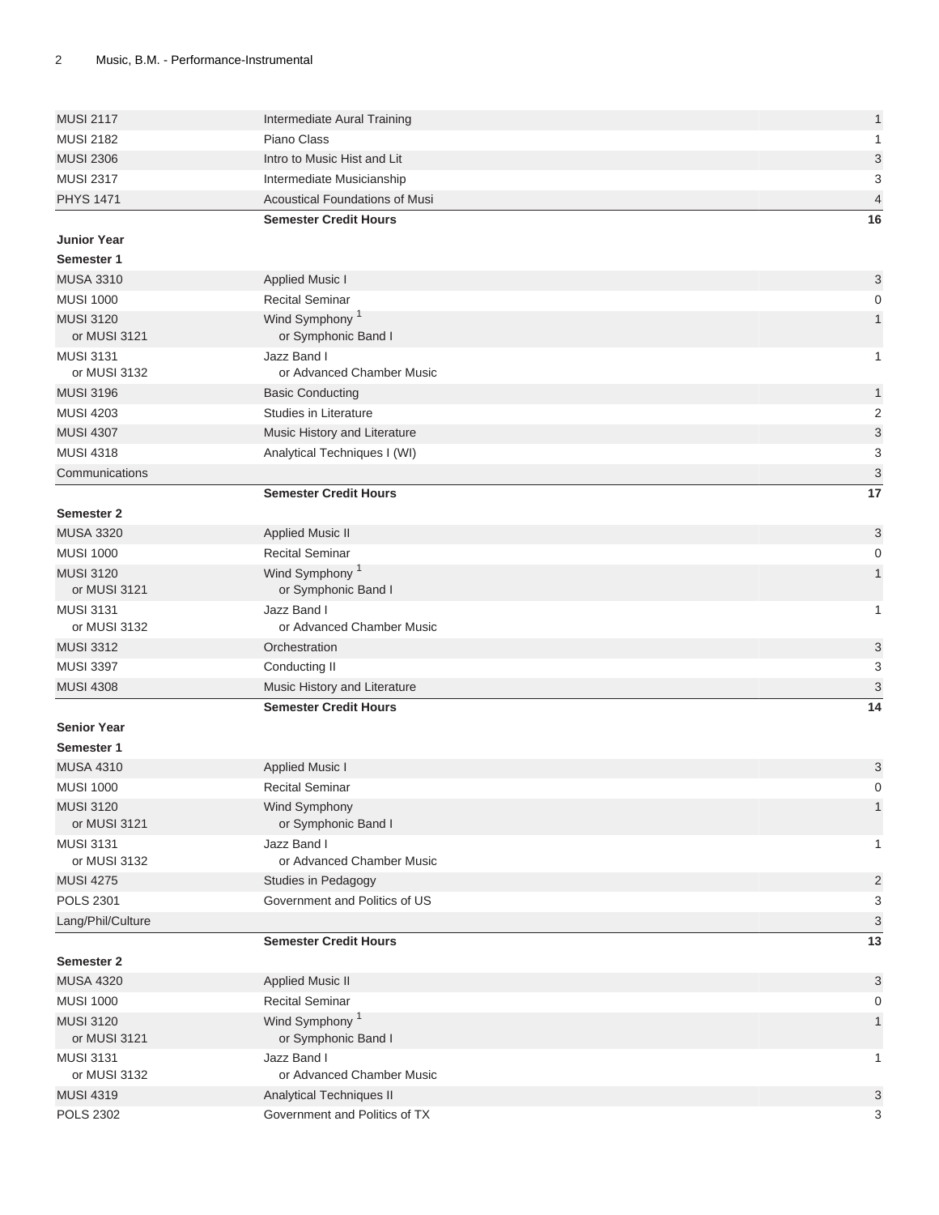| | | |
|---|---|---|
| MUSI 2117 | Intermediate Aural Training | 1 |
| MUSI 2182 | Piano Class | 1 |
| MUSI 2306 | Intro to Music Hist and Lit | 3 |
| MUSI 2317 | Intermediate Musicianship | 3 |
| PHYS 1471 | Acoustical Foundations of Musi | 4 |
| | **Semester Credit Hours** | **16** |

**Junior Year**

**Semester 1**

| | | |
|---|---|---|
| MUSA 3310 | Applied Music I | 3 |
| MUSI 1000 | Recital Seminar | 0 |
| MUSI 3120 or MUSI 3121 | Wind Symphony [1] or Symphonic Band I | 1 |
| MUSI 3131 or MUSI 3132 | Jazz Band I or Advanced Chamber Music | 1 |
| MUSI 3196 | Basic Conducting | 1 |
| MUSI 4203 | Studies in Literature | 2 |
| MUSI 4307 | Music History and Literature | 3 |
| MUSI 4318 | Analytical Techniques I (WI) | 3 |
| Communications | | 3 |
| | **Semester Credit Hours** | **17** |

**Semester 2**

| | | |
|---|---|---|
| MUSA 3320 | Applied Music II | 3 |
| MUSI 1000 | Recital Seminar | 0 |
| MUSI 3120 or MUSI 3121 | Wind Symphony [1] or Symphonic Band I | 1 |
| MUSI 3131 or MUSI 3132 | Jazz Band I or Advanced Chamber Music | 1 |
| MUSI 3312 | Orchestration | 3 |
| MUSI 3397 | Conducting II | 3 |
| MUSI 4308 | Music History and Literature | 3 |
| | **Semester Credit Hours** | **14** |

**Senior Year**

**Semester 1**

| | | |
|---|---|---|
| MUSA 4310 | Applied Music I | 3 |
| MUSI 1000 | Recital Seminar | 0 |
| MUSI 3120 or MUSI 3121 | Wind Symphony or Symphonic Band I | 1 |
| MUSI 3131 or MUSI 3132 | Jazz Band I or Advanced Chamber Music | 1 |
| MUSI 4275 | Studies in Pedagogy | 2 |
| POLS 2301 | Government and Politics of US | 3 |
| Lang/Phil/Culture | | 3 |
| | **Semester Credit Hours** | **13** |

**Semester 2**

| | | |
|---|---|---|
| MUSA 4320 | Applied Music II | 3 |
| MUSI 1000 | Recital Seminar | 0 |
| MUSI 3120 or MUSI 3121 | Wind Symphony [1] or Symphonic Band I | 1 |
| MUSI 3131 or MUSI 3132 | Jazz Band I or Advanced Chamber Music | 1 |
| MUSI 4319 | Analytical Techniques II | 3 |
| POLS 2302 | Government and Politics of TX | 3 |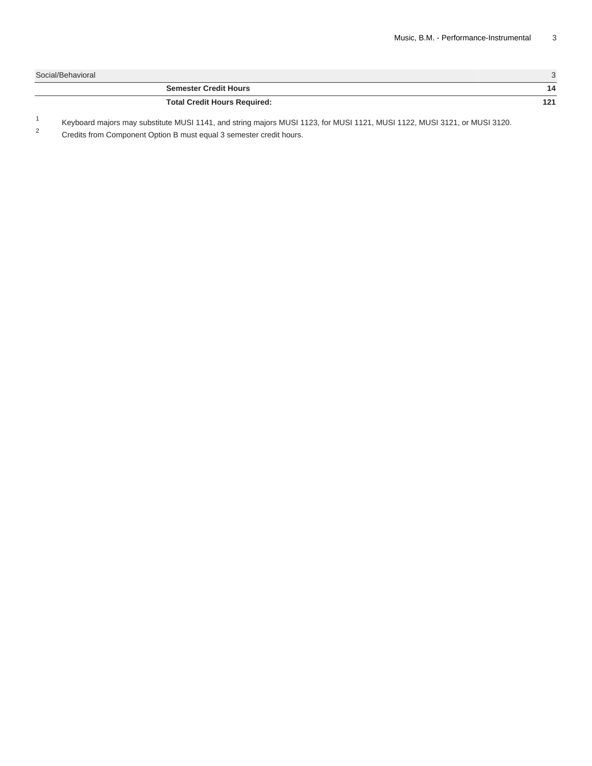| | |
|---|---|
| Social/Behavioral | 3 |
| **Semester Credit Hours** | **14** |
| **Total Credit Hours Required:** | **121** |

[1] Keyboard majors may substitute MUSI 1141, and string majors MUSI 1123, for MUSI 1121, MUSI 1122, MUSI 3121, or MUSI 3120.

[2] Credits from Component Option B must equal 3 semester credit hours.